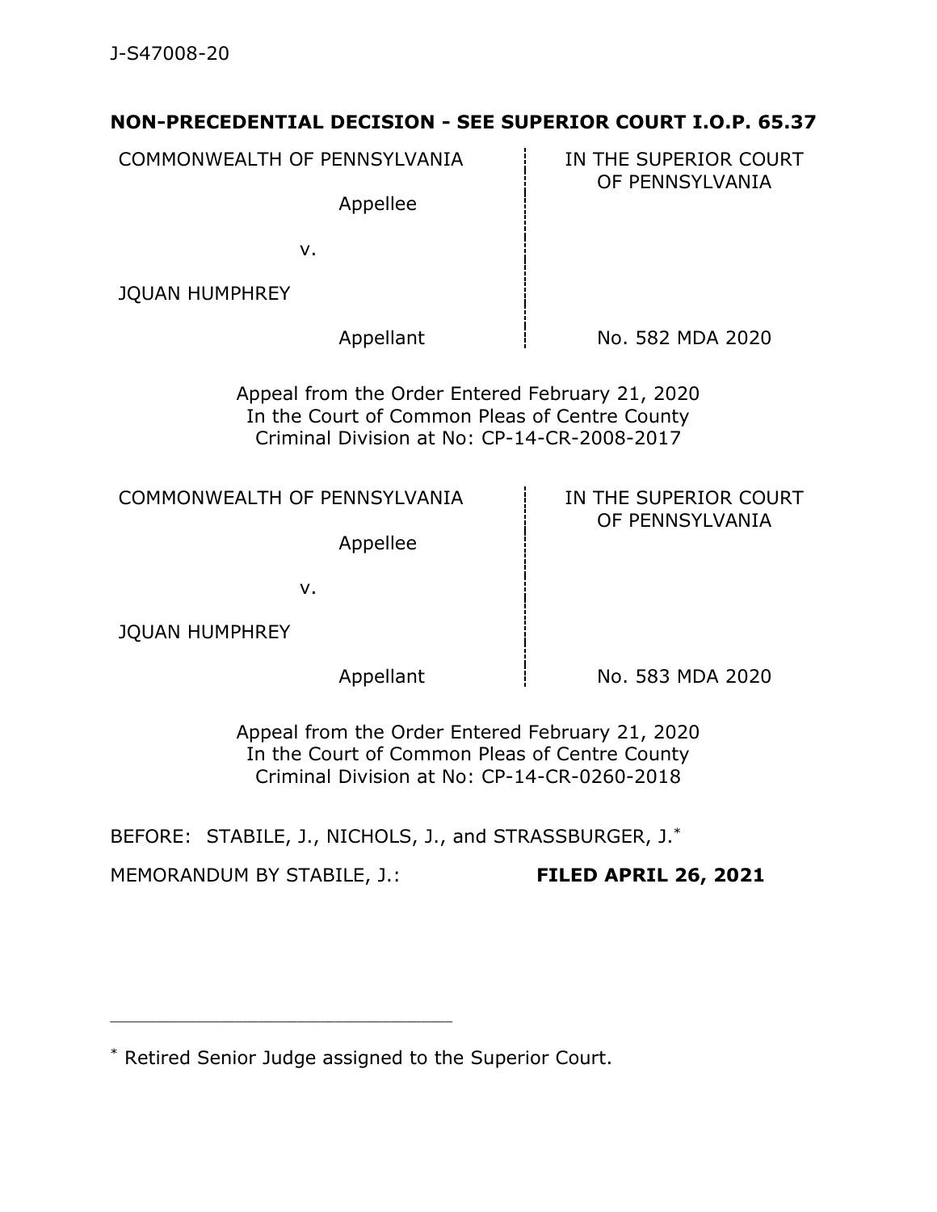J-S47008-20

**NON-PRECEDENTIAL DECISION - SEE SUPERIOR COURT I.O.P. 65.37**

| | |
|---|---|
| COMMONWEALTH OF PENNSYLVANIA<br><br>Appellee<br><br>v.<br><br>JQUAN HUMPHREY<br><br>Appellant | IN THE SUPERIOR COURT OF PENNSYLVANIA<br><br><br><br><br><br>No. 582 MDA 2020 |

Appeal from the Order Entered February 21, 2020
In the Court of Common Pleas of Centre County
Criminal Division at No: CP-14-CR-2008-2017

| | |
|---|---|
| COMMONWEALTH OF PENNSYLVANIA<br><br>Appellee<br><br>v.<br><br>JQUAN HUMPHREY<br><br>Appellant | IN THE SUPERIOR COURT OF PENNSYLVANIA<br><br><br><br><br><br>No. 583 MDA 2020 |

Appeal from the Order Entered February 21, 2020
In the Court of Common Pleas of Centre County
Criminal Division at No: CP-14-CR-0260-2018

BEFORE: STABILE, J., NICHOLS, J., and STRASSBURGER, J.*

MEMORANDUM BY STABILE, J.: **FILED APRIL 26, 2021**

---

* Retired Senior Judge assigned to the Superior Court.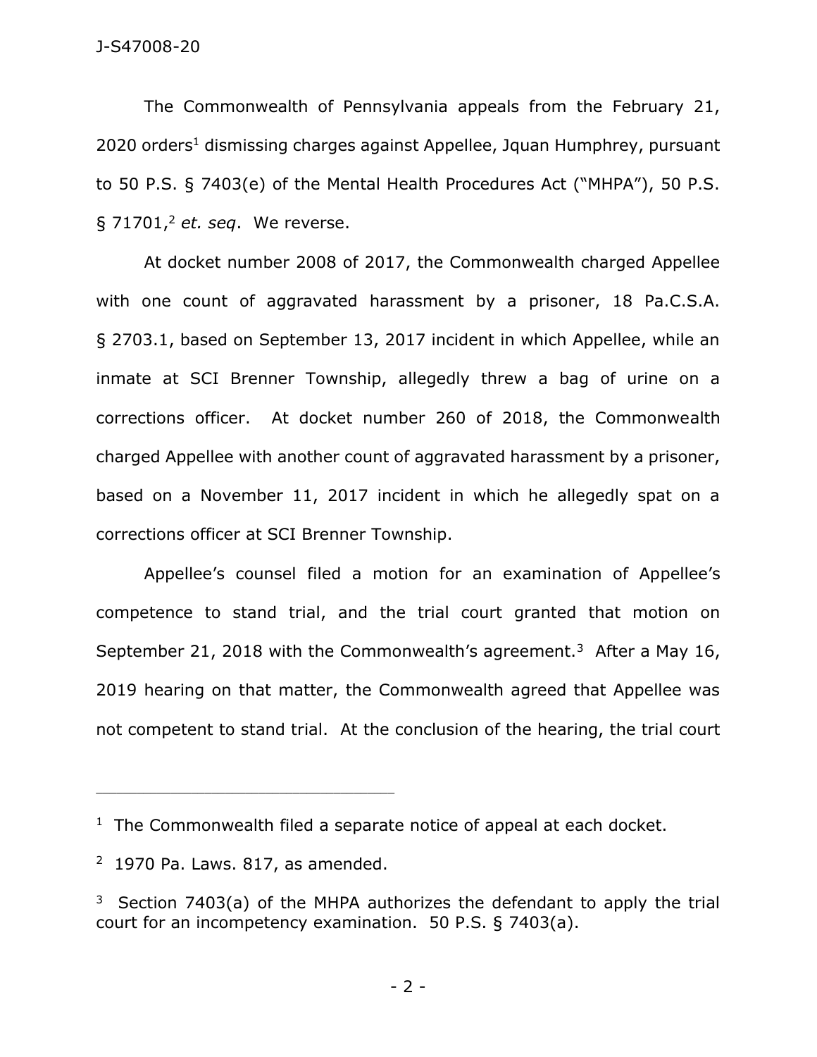The Commonwealth of Pennsylvania appeals from the February 21, 2020 orders[1] dismissing charges against Appellee, Jquan Humphrey, pursuant to 50 P.S. § 7403(e) of the Mental Health Procedures Act ("MHPA"), 50 P.S. § 71701,[2] *et. seq*. We reverse.

At docket number 2008 of 2017, the Commonwealth charged Appellee with one count of aggravated harassment by a prisoner, 18 Pa.C.S.A. § 2703.1, based on September 13, 2017 incident in which Appellee, while an inmate at SCI Brenner Township, allegedly threw a bag of urine on a corrections officer. At docket number 260 of 2018, the Commonwealth charged Appellee with another count of aggravated harassment by a prisoner, based on a November 11, 2017 incident in which he allegedly spat on a corrections officer at SCI Brenner Township.

Appellee's counsel filed a motion for an examination of Appellee's competence to stand trial, and the trial court granted that motion on September 21, 2018 with the Commonwealth's agreement.[3] After a May 16, 2019 hearing on that matter, the Commonwealth agreed that Appellee was not competent to stand trial. At the conclusion of the hearing, the trial court

---

[1] The Commonwealth filed a separate notice of appeal at each docket.

[2] 1970 Pa. Laws. 817, as amended.

[3] Section 7403(a) of the MHPA authorizes the defendant to apply the trial court for an incompetency examination. 50 P.S. § 7403(a).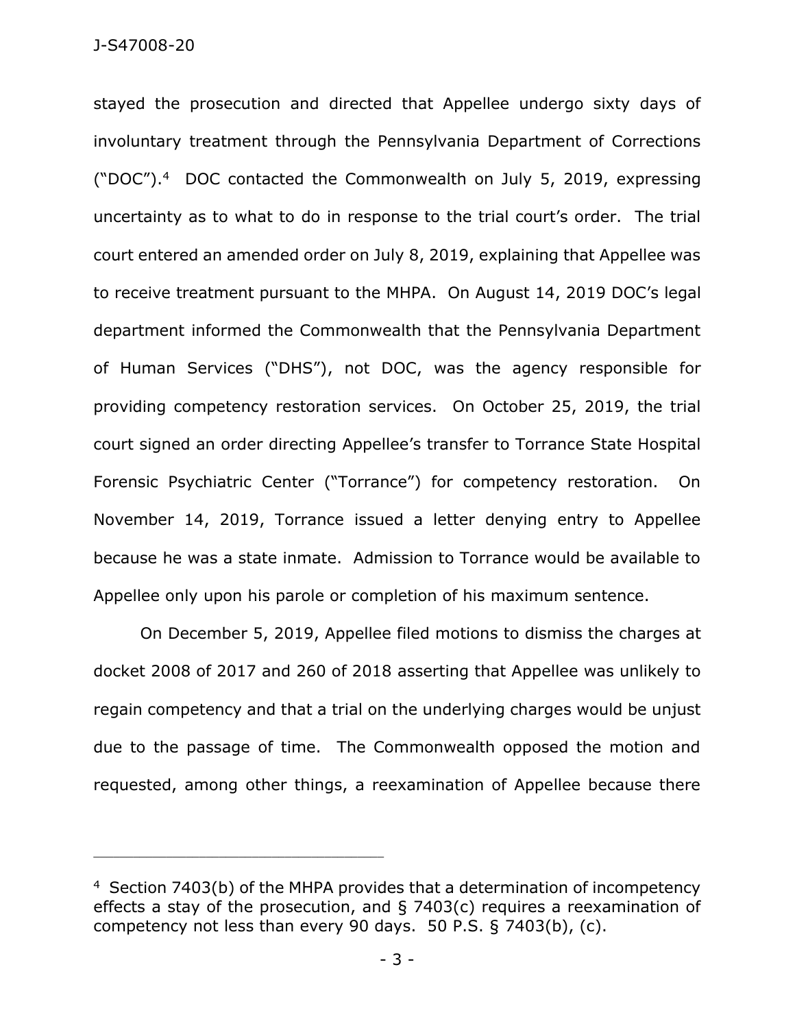stayed the prosecution and directed that Appellee undergo sixty days of involuntary treatment through the Pennsylvania Department of Corrections ("DOC").[4] DOC contacted the Commonwealth on July 5, 2019, expressing uncertainty as to what to do in response to the trial court's order. The trial court entered an amended order on July 8, 2019, explaining that Appellee was to receive treatment pursuant to the MHPA. On August 14, 2019 DOC's legal department informed the Commonwealth that the Pennsylvania Department of Human Services ("DHS"), not DOC, was the agency responsible for providing competency restoration services. On October 25, 2019, the trial court signed an order directing Appellee's transfer to Torrance State Hospital Forensic Psychiatric Center ("Torrance") for competency restoration. On November 14, 2019, Torrance issued a letter denying entry to Appellee because he was a state inmate. Admission to Torrance would be available to Appellee only upon his parole or completion of his maximum sentence.

On December 5, 2019, Appellee filed motions to dismiss the charges at docket 2008 of 2017 and 260 of 2018 asserting that Appellee was unlikely to regain competency and that a trial on the underlying charges would be unjust due to the passage of time. The Commonwealth opposed the motion and requested, among other things, a reexamination of Appellee because there

---

[4] Section 7403(b) of the MHPA provides that a determination of incompetency effects a stay of the prosecution, and § 7403(c) requires a reexamination of competency not less than every 90 days. 50 P.S. § 7403(b), (c).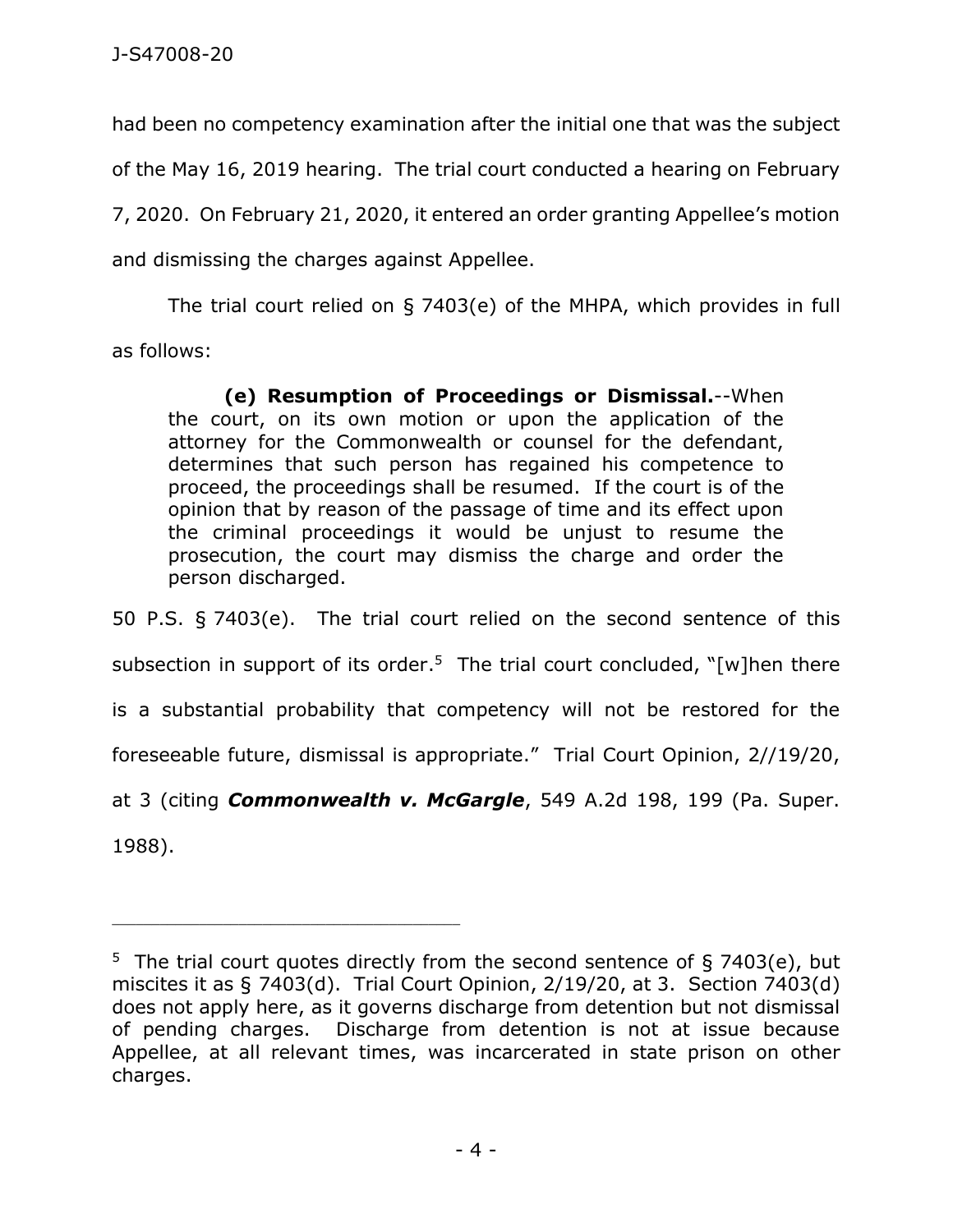had been no competency examination after the initial one that was the subject of the May 16, 2019 hearing. The trial court conducted a hearing on February 7, 2020. On February 21, 2020, it entered an order granting Appellee's motion and dismissing the charges against Appellee.

The trial court relied on § 7403(e) of the MHPA, which provides in full as follows:

> **(e) Resumption of Proceedings or Dismissal.**--When the court, on its own motion or upon the application of the attorney for the Commonwealth or counsel for the defendant, determines that such person has regained his competence to proceed, the proceedings shall be resumed. If the court is of the opinion that by reason of the passage of time and its effect upon the criminal proceedings it would be unjust to resume the prosecution, the court may dismiss the charge and order the person discharged.

50 P.S. § 7403(e). The trial court relied on the second sentence of this subsection in support of its order.[5] The trial court concluded, "[w]hen there is a substantial probability that competency will not be restored for the foreseeable future, dismissal is appropriate." Trial Court Opinion, 2//19/20, at 3 (citing ***Commonwealth v. McGargle***, 549 A.2d 198, 199 (Pa. Super. 1988).

---

[5] The trial court quotes directly from the second sentence of § 7403(e), but miscites it as § 7403(d). Trial Court Opinion, 2/19/20, at 3. Section 7403(d) does not apply here, as it governs discharge from detention but not dismissal of pending charges. Discharge from detention is not at issue because Appellee, at all relevant times, was incarcerated in state prison on other charges.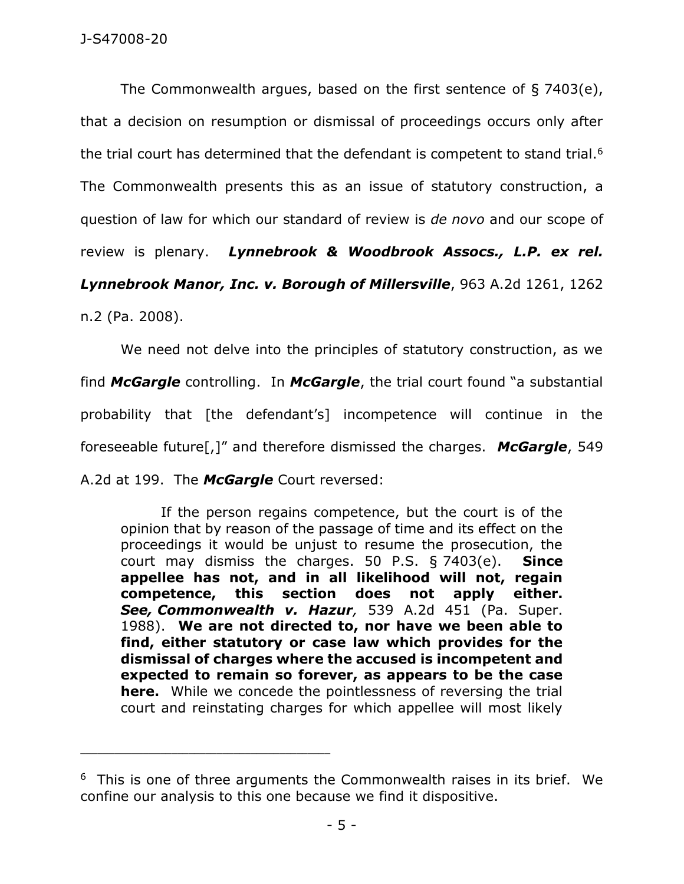The Commonwealth argues, based on the first sentence of § 7403(e), that a decision on resumption or dismissal of proceedings occurs only after the trial court has determined that the defendant is competent to stand trial.[6] The Commonwealth presents this as an issue of statutory construction, a question of law for which our standard of review is *de novo* and our scope of review is plenary. ***Lynnebrook & Woodbrook Assocs., L.P. ex rel. Lynnebrook Manor, Inc. v. Borough of Millersville***, 963 A.2d 1261, 1262 n.2 (Pa. 2008).

We need not delve into the principles of statutory construction, as we find ***McGargle*** controlling. In ***McGargle***, the trial court found "a substantial probability that [the defendant's] incompetence will continue in the foreseeable future[,]" and therefore dismissed the charges. ***McGargle***, 549 A.2d at 199. The ***McGargle*** Court reversed:

> If the person regains competence, but the court is of the opinion that by reason of the passage of time and its effect on the proceedings it would be unjust to resume the prosecution, the court may dismiss the charges. 50 P.S. § 7403(e). **Since appellee has not, and in all likelihood will not, regain competence, this section does not apply either. *See, Commonwealth v. Hazur,*** 539 A.2d 451 (Pa. Super. 1988). **We are not directed to, nor have we been able to find, either statutory or case law which provides for the dismissal of charges where the accused is incompetent and expected to remain so forever, as appears to be the case here.** While we concede the pointlessness of reversing the trial court and reinstating charges for which appellee will most likely

---

[6] This is one of three arguments the Commonwealth raises in its brief. We confine our analysis to this one because we find it dispositive.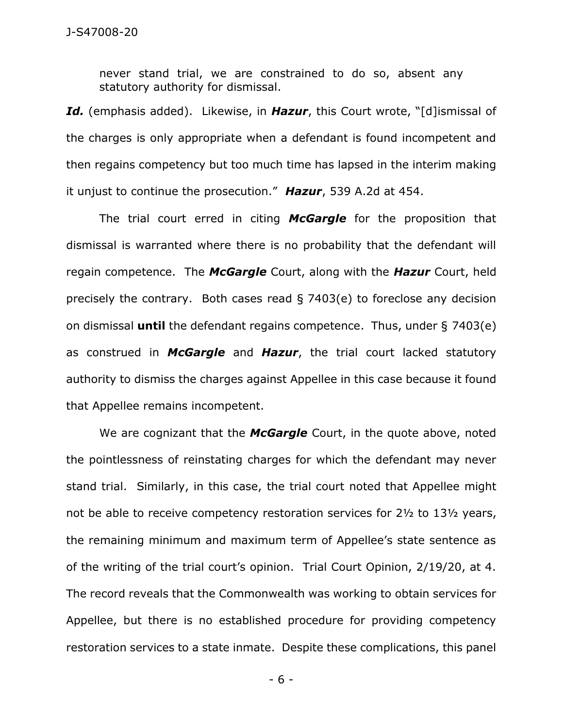never stand trial, we are constrained to do so, absent any statutory authority for dismissal.

***Id.*** (emphasis added). Likewise, in ***Hazur***, this Court wrote, "[d]ismissal of the charges is only appropriate when a defendant is found incompetent and then regains competency but too much time has lapsed in the interim making it unjust to continue the prosecution." ***Hazur***, 539 A.2d at 454.

The trial court erred in citing ***McGargle*** for the proposition that dismissal is warranted where there is no probability that the defendant will regain competence. The ***McGargle*** Court, along with the ***Hazur*** Court, held precisely the contrary. Both cases read § 7403(e) to foreclose any decision on dismissal **until** the defendant regains competence. Thus, under § 7403(e) as construed in ***McGargle*** and ***Hazur***, the trial court lacked statutory authority to dismiss the charges against Appellee in this case because it found that Appellee remains incompetent.

We are cognizant that the ***McGargle*** Court, in the quote above, noted the pointlessness of reinstating charges for which the defendant may never stand trial. Similarly, in this case, the trial court noted that Appellee might not be able to receive competency restoration services for 2½ to 13½ years, the remaining minimum and maximum term of Appellee's state sentence as of the writing of the trial court's opinion. Trial Court Opinion, 2/19/20, at 4. The record reveals that the Commonwealth was working to obtain services for Appellee, but there is no established procedure for providing competency restoration services to a state inmate. Despite these complications, this panel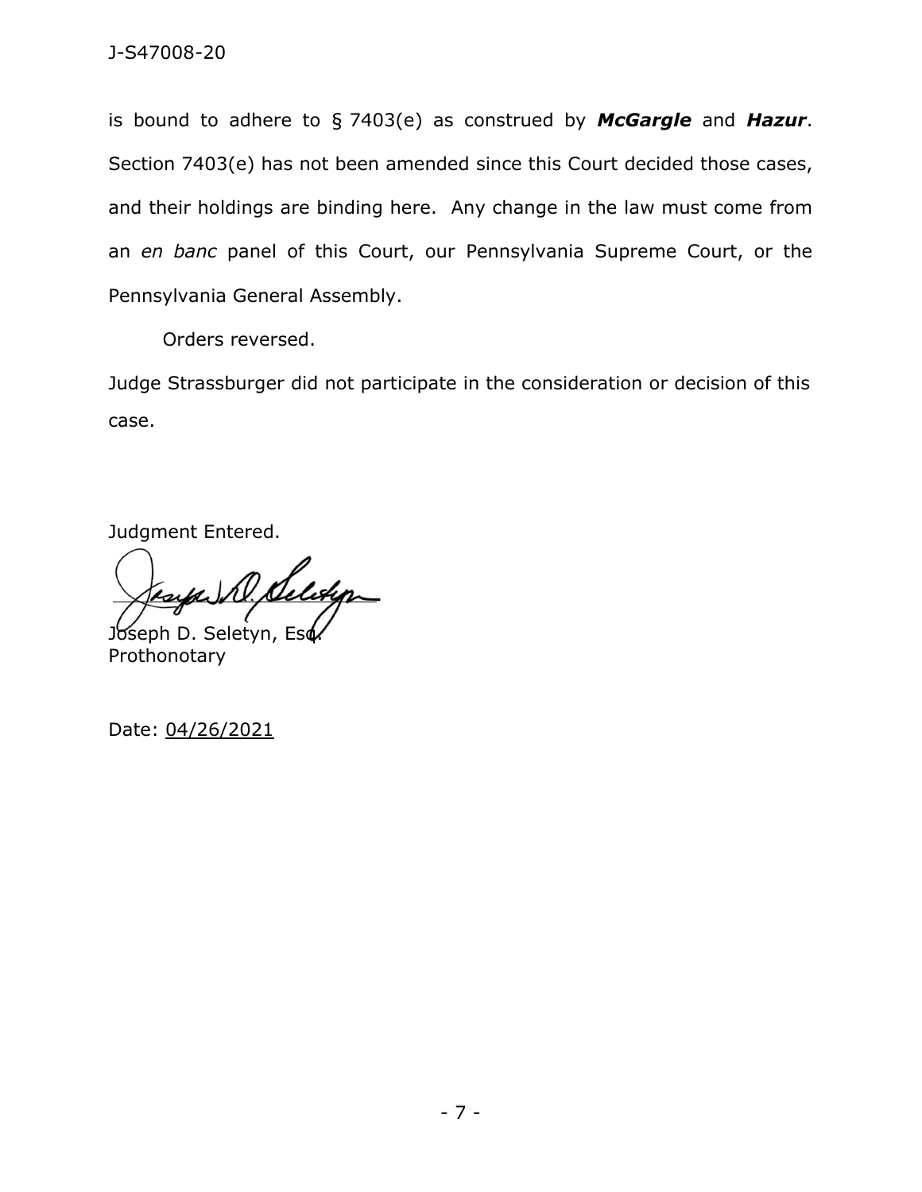is bound to adhere to § 7403(e) as construed by ***McGargle*** and ***Hazur***. Section 7403(e) has not been amended since this Court decided those cases, and their holdings are binding here. Any change in the law must come from an *en banc* panel of this Court, our Pennsylvania Supreme Court, or the Pennsylvania General Assembly.

Orders reversed.

Judge Strassburger did not participate in the consideration or decision of this case.

Judgment Entered.

Joseph D. Seletyn, Esq.
Prothonotary

Date: 04/26/2021